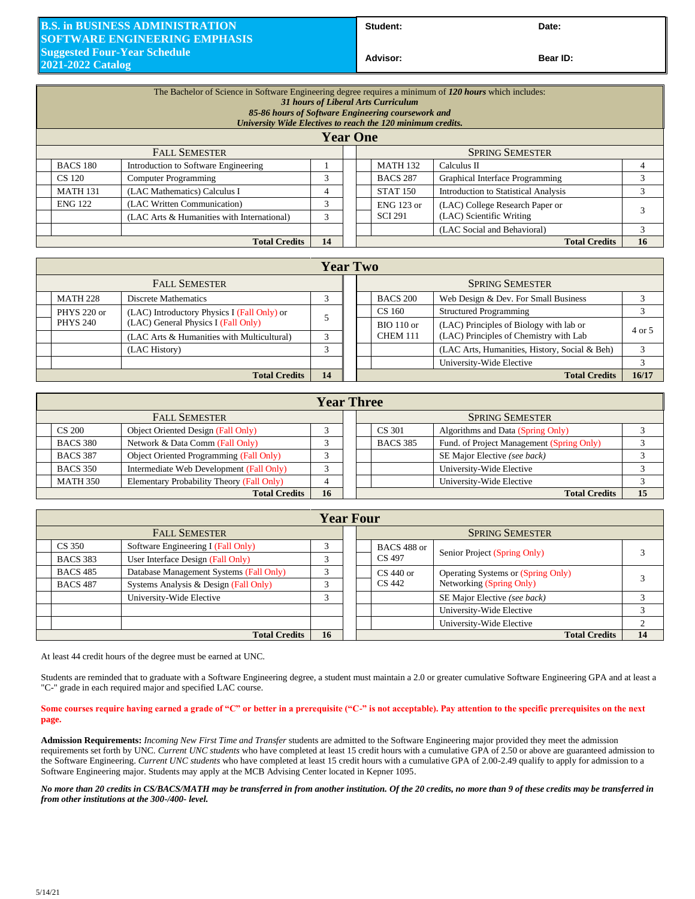# B.S. in BUSINESS ADMINISTRATION SOFTWARE ENGINEERING EMPHASIS
## Suggested Four-Year Schedule
## 2021-2022 Catalog

| Student: | Date: |
|---|---|
| Advisor: | Bear ID: |

The Bachelor of Science in Software Engineering degree requires a minimum of ***120 hours*** which includes:
***31 hours of Liberal Arts Curriculum***
***85-86 hours of Software Engineering coursework and***
***University Wide Electives to reach the 120 minimum credits.***

## Year One

| Fall Semester | | | Spring Semester | | |
|---|---|---|---|---|---|
| BACS 180 | Introduction to Software Engineering | 1 | MATH 132 | Calculus II | 4 |
| CS 120 | Computer Programming | 3 | BACS 287 | Graphical Interface Programming | 3 |
| MATH 131 | (LAC Mathematics) Calculus I | 4 | STAT 150 | Introduction to Statistical Analysis | 3 |
| ENG 122 | (LAC Written Communication) | 3 | ENG 123 or SCI 291 | (LAC) College Research Paper or (LAC) Scientific Writing | 3 |
| | (LAC Arts & Humanities with International) | 3 | | (LAC Social and Behavioral) | 3 |
| | **Total Credits** | **14** | | **Total Credits** | **16** |

## Year Two

| Fall Semester | | | Spring Semester | | |
|---|---|---|---|---|---|
| MATH 228 | Discrete Mathematics | 3 | BACS 200 | Web Design & Dev. For Small Business | 3 |
| PHYS 220 or PHYS 240 | (LAC) Introductory Physics I (Fall Only) or (LAC) General Physics I (Fall Only) | 5 | CS 160 | Structured Programming | 3 |
| | (LAC Arts & Humanities with Multicultural) | 3 | BIO 110 or CHEM 111 | (LAC) Principles of Biology with lab or (LAC) Principles of Chemistry with Lab | 4 or 5 |
| | (LAC History) | 3 | | (LAC Arts, Humanities, History, Social & Beh) | 3 |
| | | | | University-Wide Elective | 3 |
| | **Total Credits** | **14** | | **Total Credits** | **16/17** |

## Year Three

| Fall Semester | | | Spring Semester | | |
|---|---|---|---|---|---|
| CS 200 | Object Oriented Design (Fall Only) | 3 | CS 301 | Algorithms and Data (Spring Only) | 3 |
| BACS 380 | Network & Data Comm (Fall Only) | 3 | BACS 385 | Fund. of Project Management (Spring Only) | 3 |
| BACS 387 | Object Oriented Programming (Fall Only) | 3 | | SE Major Elective *(see back)* | 3 |
| BACS 350 | Intermediate Web Development (Fall Only) | 3 | | University-Wide Elective | 3 |
| MATH 350 | Elementary Probability Theory (Fall Only) | 4 | | University-Wide Elective | 3 |
| | **Total Credits** | **16** | | **Total Credits** | **15** |

## Year Four

| Fall Semester | | | Spring Semester | | |
|---|---|---|---|---|---|
| CS 350 | Software Engineering I (Fall Only) | 3 | BACS 488 or CS 497 | Senior Project (Spring Only) | 3 |
| BACS 383 | User Interface Design (Fall Only) | 3 | CS 440 or CS 442 | Operating Systems or (Spring Only) Networking (Spring Only) | 3 |
| BACS 485 | Database Management Systems (Fall Only) | 3 | | SE Major Elective *(see back)* | 3 |
| BACS 487 | Systems Analysis & Design (Fall Only) | 3 | | University-Wide Elective | 3 |
| | University-Wide Elective | 3 | | University-Wide Elective | 2 |
| | **Total Credits** | **16** | | **Total Credits** | **14** |

At least 44 credit hours of the degree must be earned at UNC.

Students are reminded that to graduate with a Software Engineering degree, a student must maintain a 2.0 or greater cumulative Software Engineering GPA and at least a "C-" grade in each required major and specified LAC course.

**Some courses require having earned a grade of "C" or better in a prerequisite ("C-" is not acceptable). Pay attention to the specific prerequisites on the next page.**

**Admission Requirements:** *Incoming New First Time and Transfer* students are admitted to the Software Engineering major provided they meet the admission requirements set forth by UNC. *Current UNC students* who have completed at least 15 credit hours with a cumulative GPA of 2.50 or above are guaranteed admission to the Software Engineering. *Current UNC students* who have completed at least 15 credit hours with a cumulative GPA of 2.00-2.49 qualify to apply for admission to a Software Engineering major. Students may apply at the MCB Advising Center located in Kepner 1095.

***No more than 20 credits in CS/BACS/MATH may be transferred in from another institution. Of the 20 credits, no more than 9 of these credits may be transferred in from other institutions at the 300-/400- level.***

5/14/21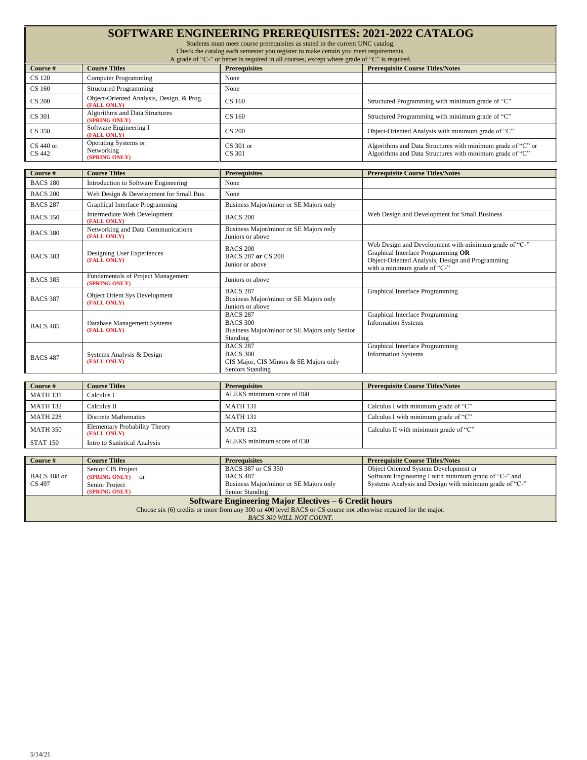# SOFTWARE ENGINEERING PREREQUISITES: 2021-2022 CATALOG

Students must meet course prerequisites as stated in the current UNC catalog.
Check the catalog each semester you register to make certain you meet requirements.
A grade of "C-" or better is required in all courses, except where grade of "C" is required.

| Course # | Course Titles | Prerequisites | Prerequisite Course Titles/Notes |
|---|---|---|---|
| CS 120 | Computer Programming | None | |
| CS 160 | Structured Programming | None | |
| CS 200 | Object-Oriented Analysis, Design, & Prog. **(FALL ONLY)** | CS 160 | Structured Programming with minimum grade of "C" |
| CS 301 | Algorithms and Data Structures **(SPRING ONLY)** | CS 160 | Structured Programming with minimum grade of "C" |
| CS 350 | Software Engineering I **(FALL ONLY)** | CS 200 | Object-Oriented Analysis with minimum grade of "C" |
| CS 440 or CS 442 | Operating Systems or Networking **(SPRING ONLY)** | CS 301 or CS 301 | Algorithms and Data Structures with minimum grade of "C" or Algorithms and Data Structures with minimum grade of "C" |

| Course # | Course Titles | Prerequisites | Prerequisite Course Titles/Notes |
|---|---|---|---|
| BACS 180 | Introduction to Software Engineering | None | |
| BACS 200 | Web Design & Development for Small Bus. | None | |
| BACS 287 | Graphical Interface Programming | Business Major/minor or SE Majors only | |
| BACS 350 | Intermediate Web Development **(FALL ONLY)** | BACS 200 | Web Design and Development for Small Business |
| BACS 380 | Networking and Data Communications **(FALL ONLY)** | Business Major/minor or SE Majors only Juniors or above | |
| BACS 383 | Designing User Experiences **(FALL ONLY)** | BACS 200 BACS 287 **or** CS 200 Junior or above | Web Design and Development with minimum grade of "C-" Graphical Interface Programming **OR** Object-Oriented Analysis, Design and Programming with a minimum grade of "C-" |
| BACS 385 | Fundamentals of Project Management **(SPRING ONLY)** | Juniors or above | |
| BACS 387 | Object Orient Sys Development **(FALL ONLY)** | BACS 287 Business Major/minor or SE Majors only Juniors or above | Graphical Interface Programming |
| BACS 485 | Database Management Systems **(FALL ONLY)** | BACS 287 BACS 300 Business Major/minor or SE Majors only Senior Standing | Graphical Interface Programming Information Systems |
| BACS 487 | Systems Analysis & Design **(FALL ONLY)** | BACS 287 BACS 300 CIS Major, CIS Minors & SE Majors only Seniors Standing | Graphical Interface Programming Information Systems |

| Course # | Course Titles | Prerequisites | Prerequisite Course Titles/Notes |
|---|---|---|---|
| MATH 131 | Calculus I | ALEKS minimum score of 060 | |
| MATH 132 | Calculus II | MATH 131 | Calculus I with minimum grade of "C" |
| MATH 228 | Discrete Mathematics | MATH 131 | Calculus I with minimum grade of "C" |
| MATH 350 | Elementary Probability Theory **(FALL ONLY)** | MATH 132 | Calculus II with minimum grade of "C" |
| STAT 150 | Intro to Statistical Analysis | ALEKS minimum score of 030 | |

| Course # | Course Titles | Prerequisites | Prerequisite Course Titles/Notes |
|---|---|---|---|
| BACS 488 or CS 497 | Senior CIS Project **(SPRING ONLY)** or Senior Project **(SPRING ONLY)** | BACS 387 or CS 350 BACS 487 Business Major/minor or SE Majors only Senior Standing | Object Oriented System Development or Software Engineering I with minimum grade of "C-" and Systems Analysis and Design with minimum grade of "C-" |

## Software Engineering Major Electives – 6 Credit hours

Choose six (6) credits or more from any 300 or 400 level BACS or CS course not otherwise required for the major.

*BACS 300 WILL NOT COUNT.*

5/14/21